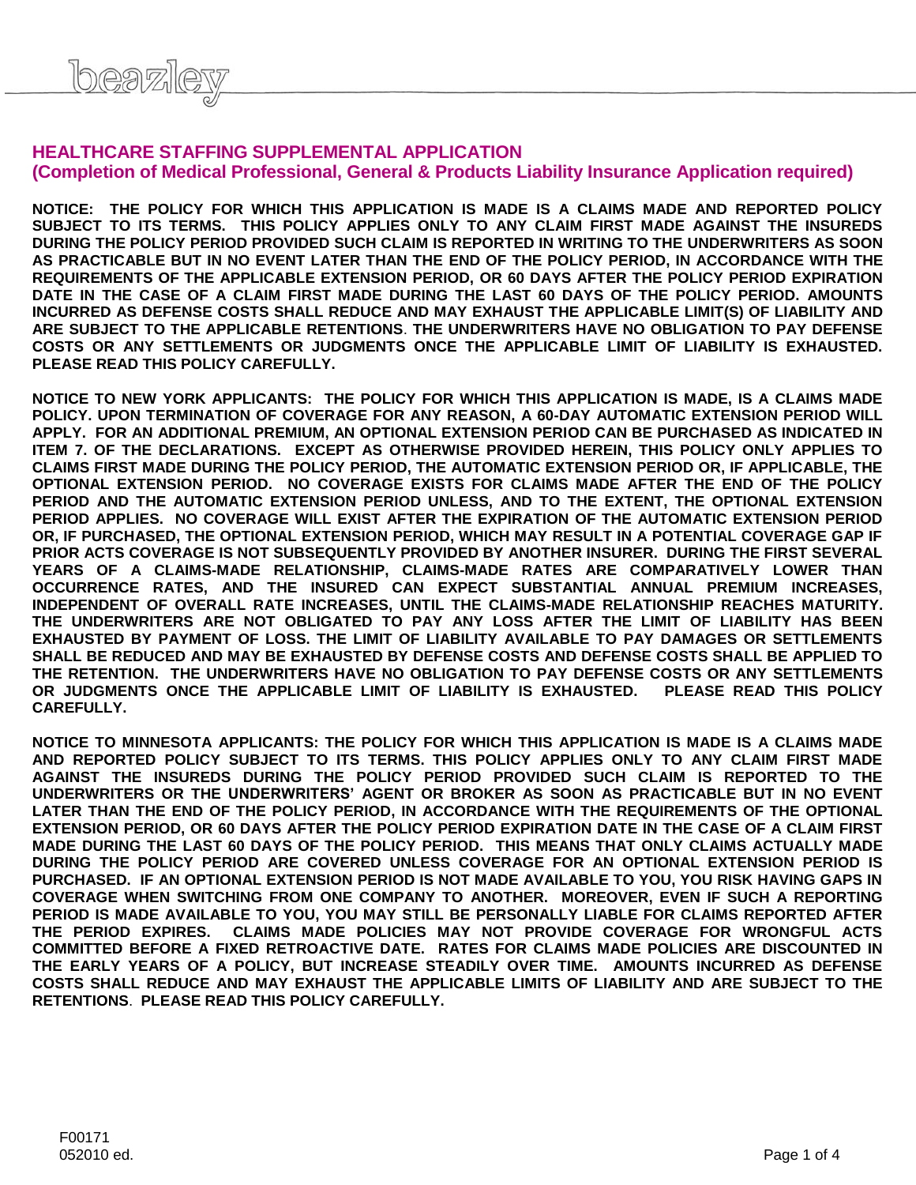# HEALTHCARE STAFFING SUPPLEMENTAL APPLICATION
## (Completion of Medical Professional, General & Products Liability Insurance Application required)

**NOTICE: THE POLICY FOR WHICH THIS APPLICATION IS MADE IS A CLAIMS MADE AND REPORTED POLICY SUBJECT TO ITS TERMS. THIS POLICY APPLIES ONLY TO ANY CLAIM FIRST MADE AGAINST THE INSUREDS DURING THE POLICY PERIOD PROVIDED SUCH CLAIM IS REPORTED IN WRITING TO THE UNDERWRITERS AS SOON AS PRACTICABLE BUT IN NO EVENT LATER THAN THE END OF THE POLICY PERIOD, IN ACCORDANCE WITH THE REQUIREMENTS OF THE APPLICABLE EXTENSION PERIOD, OR 60 DAYS AFTER THE POLICY PERIOD EXPIRATION DATE IN THE CASE OF A CLAIM FIRST MADE DURING THE LAST 60 DAYS OF THE POLICY PERIOD. AMOUNTS INCURRED AS DEFENSE COSTS SHALL REDUCE AND MAY EXHAUST THE APPLICABLE LIMIT(S) OF LIABILITY AND ARE SUBJECT TO THE APPLICABLE RETENTIONS. THE UNDERWRITERS HAVE NO OBLIGATION TO PAY DEFENSE COSTS OR ANY SETTLEMENTS OR JUDGMENTS ONCE THE APPLICABLE LIMIT OF LIABILITY IS EXHAUSTED. PLEASE READ THIS POLICY CAREFULLY.**

**NOTICE TO NEW YORK APPLICANTS: THE POLICY FOR WHICH THIS APPLICATION IS MADE, IS A CLAIMS MADE POLICY. UPON TERMINATION OF COVERAGE FOR ANY REASON, A 60-DAY AUTOMATIC EXTENSION PERIOD WILL APPLY. FOR AN ADDITIONAL PREMIUM, AN OPTIONAL EXTENSION PERIOD CAN BE PURCHASED AS INDICATED IN ITEM 7. OF THE DECLARATIONS. EXCEPT AS OTHERWISE PROVIDED HEREIN, THIS POLICY ONLY APPLIES TO CLAIMS FIRST MADE DURING THE POLICY PERIOD, THE AUTOMATIC EXTENSION PERIOD OR, IF APPLICABLE, THE OPTIONAL EXTENSION PERIOD. NO COVERAGE EXISTS FOR CLAIMS MADE AFTER THE END OF THE POLICY PERIOD AND THE AUTOMATIC EXTENSION PERIOD UNLESS, AND TO THE EXTENT, THE OPTIONAL EXTENSION PERIOD APPLIES. NO COVERAGE WILL EXIST AFTER THE EXPIRATION OF THE AUTOMATIC EXTENSION PERIOD OR, IF PURCHASED, THE OPTIONAL EXTENSION PERIOD, WHICH MAY RESULT IN A POTENTIAL COVERAGE GAP IF PRIOR ACTS COVERAGE IS NOT SUBSEQUENTLY PROVIDED BY ANOTHER INSURER. DURING THE FIRST SEVERAL YEARS OF A CLAIMS-MADE RELATIONSHIP, CLAIMS-MADE RATES ARE COMPARATIVELY LOWER THAN OCCURRENCE RATES, AND THE INSURED CAN EXPECT SUBSTANTIAL ANNUAL PREMIUM INCREASES, INDEPENDENT OF OVERALL RATE INCREASES, UNTIL THE CLAIMS-MADE RELATIONSHIP REACHES MATURITY. THE UNDERWRITERS ARE NOT OBLIGATED TO PAY ANY LOSS AFTER THE LIMIT OF LIABILITY HAS BEEN EXHAUSTED BY PAYMENT OF LOSS. THE LIMIT OF LIABILITY AVAILABLE TO PAY DAMAGES OR SETTLEMENTS SHALL BE REDUCED AND MAY BE EXHAUSTED BY DEFENSE COSTS AND DEFENSE COSTS SHALL BE APPLIED TO THE RETENTION. THE UNDERWRITERS HAVE NO OBLIGATION TO PAY DEFENSE COSTS OR ANY SETTLEMENTS OR JUDGMENTS ONCE THE APPLICABLE LIMIT OF LIABILITY IS EXHAUSTED. PLEASE READ THIS POLICY CAREFULLY.**

**NOTICE TO MINNESOTA APPLICANTS: THE POLICY FOR WHICH THIS APPLICATION IS MADE IS A CLAIMS MADE AND REPORTED POLICY SUBJECT TO ITS TERMS. THIS POLICY APPLIES ONLY TO ANY CLAIM FIRST MADE AGAINST THE INSUREDS DURING THE POLICY PERIOD PROVIDED SUCH CLAIM IS REPORTED TO THE UNDERWRITERS OR THE UNDERWRITERS' AGENT OR BROKER AS SOON AS PRACTICABLE BUT IN NO EVENT LATER THAN THE END OF THE POLICY PERIOD, IN ACCORDANCE WITH THE REQUIREMENTS OF THE OPTIONAL EXTENSION PERIOD, OR 60 DAYS AFTER THE POLICY PERIOD EXPIRATION DATE IN THE CASE OF A CLAIM FIRST MADE DURING THE LAST 60 DAYS OF THE POLICY PERIOD. THIS MEANS THAT ONLY CLAIMS ACTUALLY MADE DURING THE POLICY PERIOD ARE COVERED UNLESS COVERAGE FOR AN OPTIONAL EXTENSION PERIOD IS PURCHASED. IF AN OPTIONAL EXTENSION PERIOD IS NOT MADE AVAILABLE TO YOU, YOU RISK HAVING GAPS IN COVERAGE WHEN SWITCHING FROM ONE COMPANY TO ANOTHER. MOREOVER, EVEN IF SUCH A REPORTING PERIOD IS MADE AVAILABLE TO YOU, YOU MAY STILL BE PERSONALLY LIABLE FOR CLAIMS REPORTED AFTER THE PERIOD EXPIRES. CLAIMS MADE POLICIES MAY NOT PROVIDE COVERAGE FOR WRONGFUL ACTS COMMITTED BEFORE A FIXED RETROACTIVE DATE. RATES FOR CLAIMS MADE POLICIES ARE DISCOUNTED IN THE EARLY YEARS OF A POLICY, BUT INCREASE STEADILY OVER TIME. AMOUNTS INCURRED AS DEFENSE COSTS SHALL REDUCE AND MAY EXHAUST THE APPLICABLE LIMITS OF LIABILITY AND ARE SUBJECT TO THE RETENTIONS. PLEASE READ THIS POLICY CAREFULLY.**

F00171
052010 ed.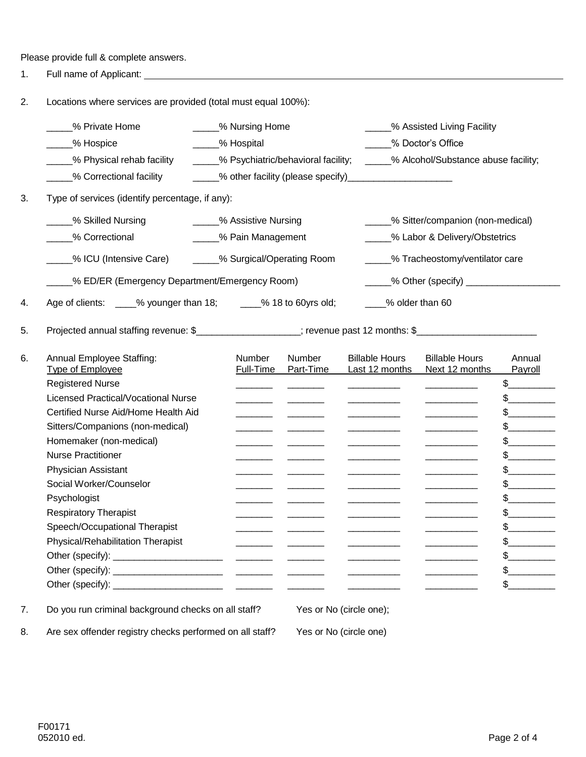Please provide full & complete answers.

1. Full name of Applicant: ____________________________________________

2. Locations where services are provided (total must equal 100%):

   _____% Private Home    _____% Nursing Home    _____% Assisted Living Facility
   _____% Hospice    _____% Hospital    _____% Doctor's Office
   _____% Physical rehab facility    _____% Psychiatric/behavioral facility;    _____% Alcohol/Substance abuse facility;
   _____% Correctional facility    _____% other facility (please specify)____________________

3. Type of services (identify percentage, if any):

   _____% Skilled Nursing    _____% Assistive Nursing    _____% Sitter/companion (non-medical)
   _____% Correctional    _____% Pain Management    _____% Labor & Delivery/Obstetrics
   _____% ICU (Intensive Care)    _____% Surgical/Operating Room    _____% Tracheostomy/ventilator care
   _____% ED/ER (Emergency Department/Emergency Room)    _____% Other (specify) __________________

4. Age of clients: ____% younger than 18;    ____% 18 to 60yrs old;    ____% older than 60

5. Projected annual staffing revenue: $____________________; revenue past 12 months: $_______________________

6. Annual Employee Staffing:

| Type of Employee | Number Full-Time | Number Part-Time | Billable Hours Last 12 months | Billable Hours Next 12 months | Annual Payroll |
|---|---|---|---|---|---|
| Registered Nurse | _______ | _______ | __________ | __________ | $_________ |
| Licensed Practical/Vocational Nurse | _______ | _______ | __________ | __________ | $_________ |
| Certified Nurse Aid/Home Health Aid | _______ | _______ | __________ | __________ | $_________ |
| Sitters/Companions (non-medical) | _______ | _______ | __________ | __________ | $_________ |
| Homemaker (non-medical) | _______ | _______ | __________ | __________ | $_________ |
| Nurse Practitioner | _______ | _______ | __________ | __________ | $_________ |
| Physician Assistant | _______ | _______ | __________ | __________ | $_________ |
| Social Worker/Counselor | _______ | _______ | __________ | __________ | $_________ |
| Psychologist | _______ | _______ | __________ | __________ | $_________ |
| Respiratory Therapist | _______ | _______ | __________ | __________ | $_________ |
| Speech/Occupational Therapist | _______ | _______ | __________ | __________ | $_________ |
| Physical/Rehabilitation Therapist | _______ | _______ | __________ | __________ | $_________ |
| Other (specify): _____________________ | _______ | _______ | __________ | __________ | $_________ |
| Other (specify): _____________________ | _______ | _______ | __________ | __________ | $_________ |
| Other (specify): _____________________ | _______ | _______ | __________ | __________ | $_________ |

7. Do you run criminal background checks on all staff?    Yes or No (circle one);

8. Are sex offender registry checks performed on all staff?    Yes or No (circle one)

F00171
052010 ed.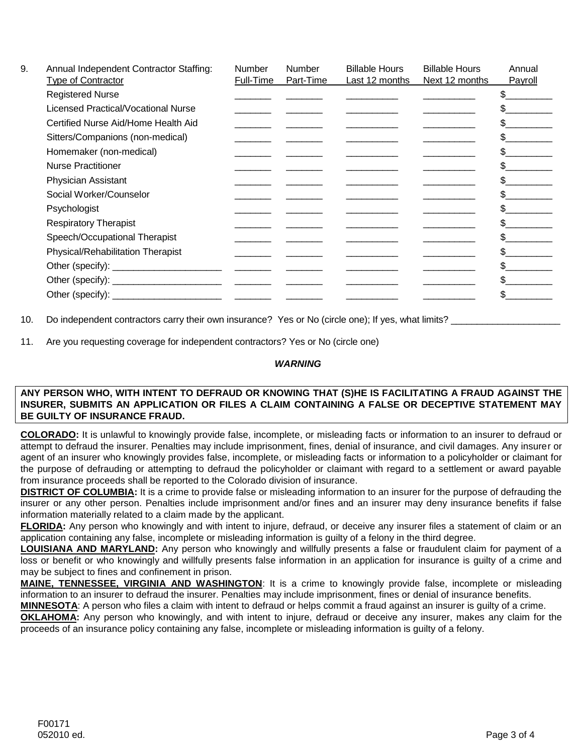9. Annual Independent Contractor Staffing:

| Type of Contractor | Number Full-Time | Number Part-Time | Billable Hours Last 12 months | Billable Hours Next 12 months | Annual Payroll |
|---|---|---|---|---|---|
| Registered Nurse | _______ | _______ | __________ | __________ | $_________ |
| Licensed Practical/Vocational Nurse | _______ | _______ | __________ | __________ | $_________ |
| Certified Nurse Aid/Home Health Aid | _______ | _______ | __________ | __________ | $_________ |
| Sitters/Companions (non-medical) | _______ | _______ | __________ | __________ | $_________ |
| Homemaker (non-medical) | _______ | _______ | __________ | __________ | $_________ |
| Nurse Practitioner | _______ | _______ | __________ | __________ | $_________ |
| Physician Assistant | _______ | _______ | __________ | __________ | $_________ |
| Social Worker/Counselor | _______ | _______ | __________ | __________ | $_________ |
| Psychologist | _______ | _______ | __________ | __________ | $_________ |
| Respiratory Therapist | _______ | _______ | __________ | __________ | $_________ |
| Speech/Occupational Therapist | _______ | _______ | __________ | __________ | $_________ |
| Physical/Rehabilitation Therapist | _______ | _______ | __________ | __________ | $_________ |
| Other (specify): _____________________ | _______ | _______ | __________ | __________ | $_________ |
| Other (specify): _____________________ | _______ | _______ | __________ | __________ | $_________ |
| Other (specify): _____________________ | _______ | _______ | __________ | __________ | $_________ |

10. Do independent contractors carry their own insurance? Yes or No (circle one); If yes, what limits? _____________________

11. Are you requesting coverage for independent contractors? Yes or No (circle one)

***WARNING***

**ANY PERSON WHO, WITH INTENT TO DEFRAUD OR KNOWING THAT (S)HE IS FACILITATING A FRAUD AGAINST THE INSURER, SUBMITS AN APPLICATION OR FILES A CLAIM CONTAINING A FALSE OR DECEPTIVE STATEMENT MAY BE GUILTY OF INSURANCE FRAUD.**

**COLORADO:** It is unlawful to knowingly provide false, incomplete, or misleading facts or information to an insurer to defraud or attempt to defraud the insurer. Penalties may include imprisonment, fines, denial of insurance, and civil damages. Any insurer or agent of an insurer who knowingly provides false, incomplete, or misleading facts or information to a policyholder or claimant for the purpose of defrauding or attempting to defraud the policyholder or claimant with regard to a settlement or award payable from insurance proceeds shall be reported to the Colorado division of insurance.

**DISTRICT OF COLUMBIA:** It is a crime to provide false or misleading information to an insurer for the purpose of defrauding the insurer or any other person. Penalties include imprisonment and/or fines and an insurer may deny insurance benefits if false information materially related to a claim made by the applicant.

**FLORIDA:** Any person who knowingly and with intent to injure, defraud, or deceive any insurer files a statement of claim or an application containing any false, incomplete or misleading information is guilty of a felony in the third degree.

**LOUISIANA AND MARYLAND:** Any person who knowingly and willfully presents a false or fraudulent claim for payment of a loss or benefit or who knowingly and willfully presents false information in an application for insurance is guilty of a crime and may be subject to fines and confinement in prison.

**MAINE, TENNESSEE, VIRGINIA AND WASHINGTON**: It is a crime to knowingly provide false, incomplete or misleading information to an insurer to defraud the insurer. Penalties may include imprisonment, fines or denial of insurance benefits.

**MINNESOTA**: A person who files a claim with intent to defraud or helps commit a fraud against an insurer is guilty of a crime.

**OKLAHOMA:** Any person who knowingly, and with intent to injure, defraud or deceive any insurer, makes any claim for the proceeds of an insurance policy containing any false, incomplete or misleading information is guilty of a felony.

F00171
052010 ed.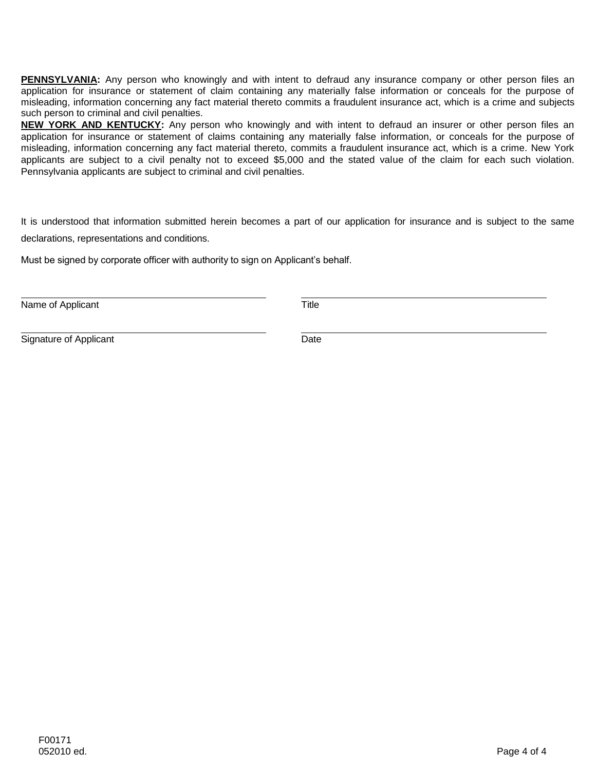**PENNSYLVANIA:** Any person who knowingly and with intent to defraud any insurance company or other person files an application for insurance or statement of claim containing any materially false information or conceals for the purpose of misleading, information concerning any fact material thereto commits a fraudulent insurance act, which is a crime and subjects such person to criminal and civil penalties.

**NEW YORK AND KENTUCKY:** Any person who knowingly and with intent to defraud an insurer or other person files an application for insurance or statement of claims containing any materially false information, or conceals for the purpose of misleading, information concerning any fact material thereto, commits a fraudulent insurance act, which is a crime. New York applicants are subject to a civil penalty not to exceed $5,000 and the stated value of the claim for each such violation. Pennsylvania applicants are subject to criminal and civil penalties.

It is understood that information submitted herein becomes a part of our application for insurance and is subject to the same declarations, representations and conditions.

Must be signed by corporate officer with authority to sign on Applicant's behalf.

| | |
|---|---|
| \_\_\_\_\_\_\_\_\_\_\_\_\_\_\_\_\_\_\_\_\_\_\_\_\_\_\_\_\_\_ | \_\_\_\_\_\_\_\_\_\_\_\_\_\_\_\_\_\_\_\_\_\_\_\_\_\_\_\_\_\_ |
| Name of Applicant | Title |
| \_\_\_\_\_\_\_\_\_\_\_\_\_\_\_\_\_\_\_\_\_\_\_\_\_\_\_\_\_\_ | \_\_\_\_\_\_\_\_\_\_\_\_\_\_\_\_\_\_\_\_\_\_\_\_\_\_\_\_\_\_ |
| Signature of Applicant | Date |

F00171
052010 ed.